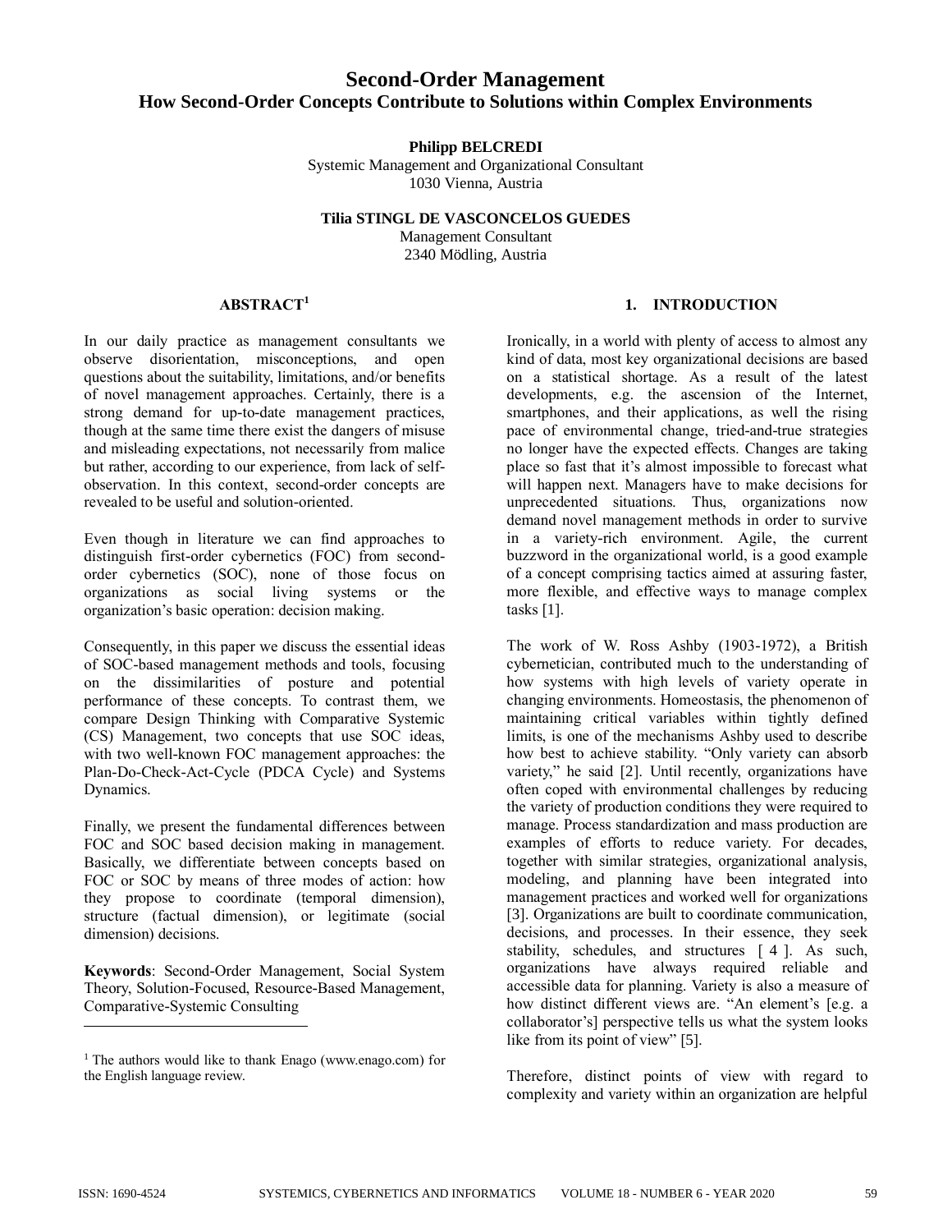# Second-Order Management

## How Second-Order Concepts Contribute to Solutions within Complex Environments

**Philipp BELCREDI**
Systemic Management and Organizational Consultant
1030 Vienna, Austria

**Tilia STINGL DE VASCONCELOS GUEDES**
Management Consultant
2340 Mödling, Austria

## ABSTRACT[1]

In our daily practice as management consultants we observe disorientation, misconceptions, and open questions about the suitability, limitations, and/or benefits of novel management approaches. Certainly, there is a strong demand for up-to-date management practices, though at the same time there exist the dangers of misuse and misleading expectations, not necessarily from malice but rather, according to our experience, from lack of self-observation. In this context, second-order concepts are revealed to be useful and solution-oriented.

Even though in literature we can find approaches to distinguish first-order cybernetics (FOC) from second-order cybernetics (SOC), none of those focus on organizations as social living systems or the organization's basic operation: decision making.

Consequently, in this paper we discuss the essential ideas of SOC-based management methods and tools, focusing on the dissimilarities of posture and potential performance of these concepts. To contrast them, we compare Design Thinking with Comparative Systemic (CS) Management, two concepts that use SOC ideas, with two well-known FOC management approaches: the Plan-Do-Check-Act-Cycle (PDCA Cycle) and Systems Dynamics.

Finally, we present the fundamental differences between FOC and SOC based decision making in management. Basically, we differentiate between concepts based on FOC or SOC by means of three modes of action: how they propose to coordinate (temporal dimension), structure (factual dimension), or legitimate (social dimension) decisions.

**Keywords**: Second-Order Management, Social System Theory, Solution-Focused, Resource-Based Management, Comparative-Systemic Consulting

[1] The authors would like to thank Enago (www.enago.com) for the English language review.

## 1. INTRODUCTION

Ironically, in a world with plenty of access to almost any kind of data, most key organizational decisions are based on a statistical shortage. As a result of the latest developments, e.g. the ascension of the Internet, smartphones, and their applications, as well the rising pace of environmental change, tried-and-true strategies no longer have the expected effects. Changes are taking place so fast that it's almost impossible to forecast what will happen next. Managers have to make decisions for unprecedented situations. Thus, organizations now demand novel management methods in order to survive in a variety-rich environment. Agile, the current buzzword in the organizational world, is a good example of a concept comprising tactics aimed at assuring faster, more flexible, and effective ways to manage complex tasks [1].

The work of W. Ross Ashby (1903-1972), a British cybernetician, contributed much to the understanding of how systems with high levels of variety operate in changing environments. Homeostasis, the phenomenon of maintaining critical variables within tightly defined limits, is one of the mechanisms Ashby used to describe how best to achieve stability. "Only variety can absorb variety," he said [2]. Until recently, organizations have often coped with environmental challenges by reducing the variety of production conditions they were required to manage. Process standardization and mass production are examples of efforts to reduce variety. For decades, together with similar strategies, organizational analysis, modeling, and planning have been integrated into management practices and worked well for organizations [3]. Organizations are built to coordinate communication, decisions, and processes. In their essence, they seek stability, schedules, and structures [ 4 ]. As such, organizations have always required reliable and accessible data for planning. Variety is also a measure of how distinct different views are. "An element's [e.g. a collaborator's] perspective tells us what the system looks like from its point of view" [5].

Therefore, distinct points of view with regard to complexity and variety within an organization are helpful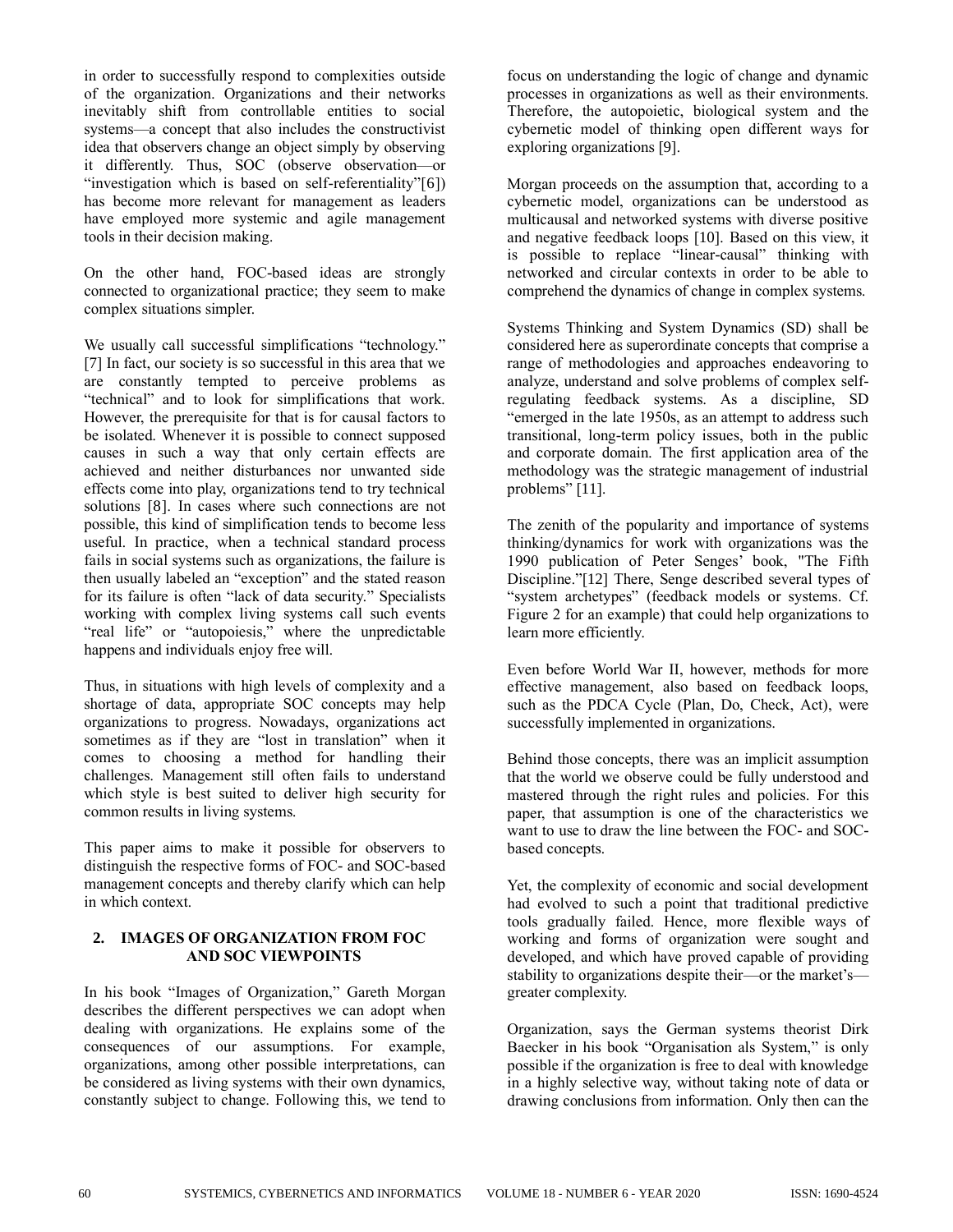in order to successfully respond to complexities outside of the organization. Organizations and their networks inevitably shift from controllable entities to social systems—a concept that also includes the constructivist idea that observers change an object simply by observing it differently. Thus, SOC (observe observation—or "investigation which is based on self-referentiality"[6]) has become more relevant for management as leaders have employed more systemic and agile management tools in their decision making.

On the other hand, FOC-based ideas are strongly connected to organizational practice; they seem to make complex situations simpler.

We usually call successful simplifications "technology." [7] In fact, our society is so successful in this area that we are constantly tempted to perceive problems as "technical" and to look for simplifications that work. However, the prerequisite for that is for causal factors to be isolated. Whenever it is possible to connect supposed causes in such a way that only certain effects are achieved and neither disturbances nor unwanted side effects come into play, organizations tend to try technical solutions [8]. In cases where such connections are not possible, this kind of simplification tends to become less useful. In practice, when a technical standard process fails in social systems such as organizations, the failure is then usually labeled an "exception" and the stated reason for its failure is often "lack of data security." Specialists working with complex living systems call such events "real life" or "autopoiesis," where the unpredictable happens and individuals enjoy free will.

Thus, in situations with high levels of complexity and a shortage of data, appropriate SOC concepts may help organizations to progress. Nowadays, organizations act sometimes as if they are "lost in translation" when it comes to choosing a method for handling their challenges. Management still often fails to understand which style is best suited to deliver high security for common results in living systems.

This paper aims to make it possible for observers to distinguish the respective forms of FOC- and SOC-based management concepts and thereby clarify which can help in which context.

## 2. IMAGES OF ORGANIZATION FROM FOC AND SOC VIEWPOINTS

In his book "Images of Organization," Gareth Morgan describes the different perspectives we can adopt when dealing with organizations. He explains some of the consequences of our assumptions. For example, organizations, among other possible interpretations, can be considered as living systems with their own dynamics, constantly subject to change. Following this, we tend to focus on understanding the logic of change and dynamic processes in organizations as well as their environments. Therefore, the autopoietic, biological system and the cybernetic model of thinking open different ways for exploring organizations [9].

Morgan proceeds on the assumption that, according to a cybernetic model, organizations can be understood as multicausal and networked systems with diverse positive and negative feedback loops [10]. Based on this view, it is possible to replace "linear-causal" thinking with networked and circular contexts in order to be able to comprehend the dynamics of change in complex systems.

Systems Thinking and System Dynamics (SD) shall be considered here as superordinate concepts that comprise a range of methodologies and approaches endeavoring to analyze, understand and solve problems of complex self-regulating feedback systems. As a discipline, SD "emerged in the late 1950s, as an attempt to address such transitional, long-term policy issues, both in the public and corporate domain. The first application area of the methodology was the strategic management of industrial problems" [11].

The zenith of the popularity and importance of systems thinking/dynamics for work with organizations was the 1990 publication of Peter Senges' book, "The Fifth Discipline."[12] There, Senge described several types of "system archetypes" (feedback models or systems. Cf. Figure 2 for an example) that could help organizations to learn more efficiently.

Even before World War II, however, methods for more effective management, also based on feedback loops, such as the PDCA Cycle (Plan, Do, Check, Act), were successfully implemented in organizations.

Behind those concepts, there was an implicit assumption that the world we observe could be fully understood and mastered through the right rules and policies. For this paper, that assumption is one of the characteristics we want to use to draw the line between the FOC- and SOC-based concepts.

Yet, the complexity of economic and social development had evolved to such a point that traditional predictive tools gradually failed. Hence, more flexible ways of working and forms of organization were sought and developed, and which have proved capable of providing stability to organizations despite their—or the market's—greater complexity.

Organization, says the German systems theorist Dirk Baecker in his book "Organisation als System," is only possible if the organization is free to deal with knowledge in a highly selective way, without taking note of data or drawing conclusions from information. Only then can the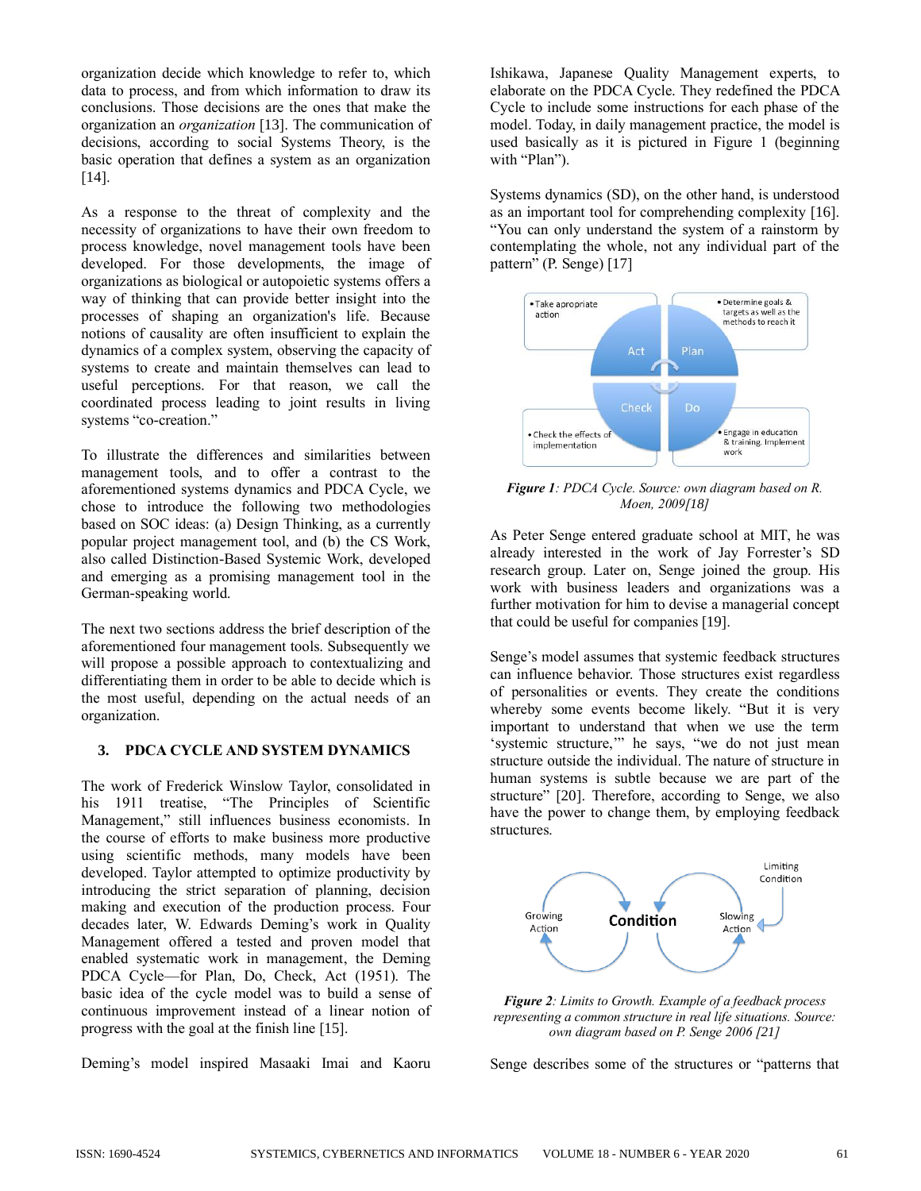organization decide which knowledge to refer to, which data to process, and from which information to draw its conclusions. Those decisions are the ones that make the organization an *organization* [13]. The communication of decisions, according to social Systems Theory, is the basic operation that defines a system as an organization [14].

As a response to the threat of complexity and the necessity of organizations to have their own freedom to process knowledge, novel management tools have been developed. For those developments, the image of organizations as biological or autopoietic systems offers a way of thinking that can provide better insight into the processes of shaping an organization's life. Because notions of causality are often insufficient to explain the dynamics of a complex system, observing the capacity of systems to create and maintain themselves can lead to useful perceptions. For that reason, we call the coordinated process leading to joint results in living systems "co-creation."

To illustrate the differences and similarities between management tools, and to offer a contrast to the aforementioned systems dynamics and PDCA Cycle, we chose to introduce the following two methodologies based on SOC ideas: (a) Design Thinking, as a currently popular project management tool, and (b) the CS Work, also called Distinction-Based Systemic Work, developed and emerging as a promising management tool in the German-speaking world.

The next two sections address the brief description of the aforementioned four management tools. Subsequently we will propose a possible approach to contextualizing and differentiating them in order to be able to decide which is the most useful, depending on the actual needs of an organization.

## 3. PDCA CYCLE AND SYSTEM DYNAMICS

The work of Frederick Winslow Taylor, consolidated in his 1911 treatise, "The Principles of Scientific Management," still influences business economists. In the course of efforts to make business more productive using scientific methods, many models have been developed. Taylor attempted to optimize productivity by introducing the strict separation of planning, decision making and execution of the production process. Four decades later, W. Edwards Deming's work in Quality Management offered a tested and proven model that enabled systematic work in management, the Deming PDCA Cycle—for Plan, Do, Check, Act (1951). The basic idea of the cycle model was to build a sense of continuous improvement instead of a linear notion of progress with the goal at the finish line [15].

Deming's model inspired Masaaki Imai and Kaoru Ishikawa, Japanese Quality Management experts, to elaborate on the PDCA Cycle. They redefined the PDCA Cycle to include some instructions for each phase of the model. Today, in daily management practice, the model is used basically as it is pictured in Figure 1 (beginning with "Plan").

Systems dynamics (SD), on the other hand, is understood as an important tool for comprehending complexity [16]. "You can only understand the system of a rainstorm by contemplating the whole, not any individual part of the pattern" (P. Senge) [17]

*Figure 1: PDCA Cycle. Source: own diagram based on R. Moen, 2009[18]*

As Peter Senge entered graduate school at MIT, he was already interested in the work of Jay Forrester's SD research group. Later on, Senge joined the group. His work with business leaders and organizations was a further motivation for him to devise a managerial concept that could be useful for companies [19].

Senge's model assumes that systemic feedback structures can influence behavior. Those structures exist regardless of personalities or events. They create the conditions whereby some events become likely. "But it is very important to understand that when we use the term 'systemic structure,'" he says, "we do not just mean structure outside the individual. The nature of structure in human systems is subtle because we are part of the structure" [20]. Therefore, according to Senge, we also have the power to change them, by employing feedback structures.

*Figure 2: Limits to Growth. Example of a feedback process representing a common structure in real life situations. Source: own diagram based on P. Senge 2006 [21]*

Senge describes some of the structures or "patterns that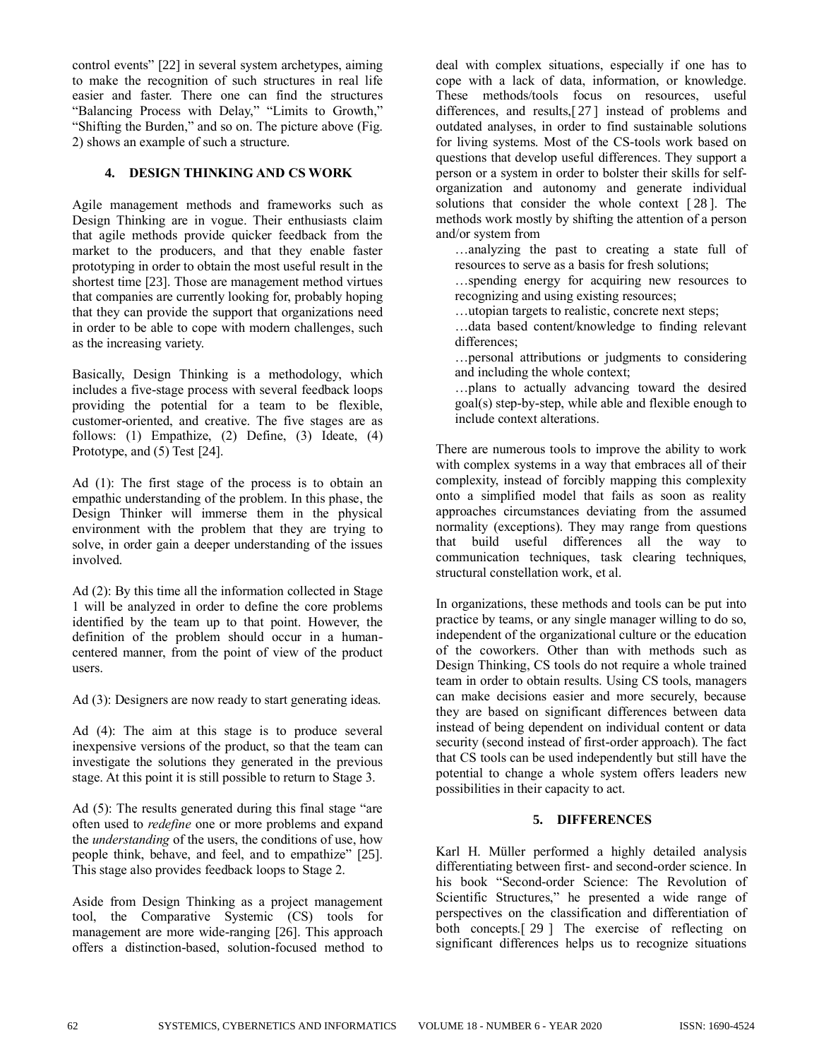control events" [22] in several system archetypes, aiming to make the recognition of such structures in real life easier and faster. There one can find the structures "Balancing Process with Delay," "Limits to Growth," "Shifting the Burden," and so on. The picture above (Fig. 2) shows an example of such a structure.

## 4. DESIGN THINKING AND CS WORK

Agile management methods and frameworks such as Design Thinking are in vogue. Their enthusiasts claim that agile methods provide quicker feedback from the market to the producers, and that they enable faster prototyping in order to obtain the most useful result in the shortest time [23]. Those are management method virtues that companies are currently looking for, probably hoping that they can provide the support that organizations need in order to be able to cope with modern challenges, such as the increasing variety.

Basically, Design Thinking is a methodology, which includes a five-stage process with several feedback loops providing the potential for a team to be flexible, customer-oriented, and creative. The five stages are as follows: (1) Empathize, (2) Define, (3) Ideate, (4) Prototype, and (5) Test [24].

Ad (1): The first stage of the process is to obtain an empathic understanding of the problem. In this phase, the Design Thinker will immerse them in the physical environment with the problem that they are trying to solve, in order gain a deeper understanding of the issues involved.

Ad (2): By this time all the information collected in Stage 1 will be analyzed in order to define the core problems identified by the team up to that point. However, the definition of the problem should occur in a human-centered manner, from the point of view of the product users.

Ad (3): Designers are now ready to start generating ideas.

Ad (4): The aim at this stage is to produce several inexpensive versions of the product, so that the team can investigate the solutions they generated in the previous stage. At this point it is still possible to return to Stage 3.

Ad (5): The results generated during this final stage "are often used to *redefine* one or more problems and expand the *understanding* of the users, the conditions of use, how people think, behave, and feel, and to empathize" [25]. This stage also provides feedback loops to Stage 2.

Aside from Design Thinking as a project management tool, the Comparative Systemic (CS) tools for management are more wide-ranging [26]. This approach offers a distinction-based, solution-focused method to deal with complex situations, especially if one has to cope with a lack of data, information, or knowledge. These methods/tools focus on resources, useful differences, and results,[27] instead of problems and outdated analyses, in order to find sustainable solutions for living systems. Most of the CS-tools work based on questions that develop useful differences. They support a person or a system in order to bolster their skills for self-organization and autonomy and generate individual solutions that consider the whole context [28]. The methods work mostly by shifting the attention of a person and/or system from

- …analyzing the past to creating a state full of resources to serve as a basis for fresh solutions;
- …spending energy for acquiring new resources to recognizing and using existing resources;
- …utopian targets to realistic, concrete next steps;
- …data based content/knowledge to finding relevant differences;
- …personal attributions or judgments to considering and including the whole context;
- …plans to actually advancing toward the desired goal(s) step-by-step, while able and flexible enough to include context alterations.

There are numerous tools to improve the ability to work with complex systems in a way that embraces all of their complexity, instead of forcibly mapping this complexity onto a simplified model that fails as soon as reality approaches circumstances deviating from the assumed normality (exceptions). They may range from questions that build useful differences all the way to communication techniques, task clearing techniques, structural constellation work, et al.

In organizations, these methods and tools can be put into practice by teams, or any single manager willing to do so, independent of the organizational culture or the education of the coworkers. Other than with methods such as Design Thinking, CS tools do not require a whole trained team in order to obtain results. Using CS tools, managers can make decisions easier and more securely, because they are based on significant differences between data instead of being dependent on individual content or data security (second instead of first-order approach). The fact that CS tools can be used independently but still have the potential to change a whole system offers leaders new possibilities in their capacity to act.

## 5. DIFFERENCES

Karl H. Müller performed a highly detailed analysis differentiating between first- and second-order science. In his book "Second-order Science: The Revolution of Scientific Structures," he presented a wide range of perspectives on the classification and differentiation of both concepts.[29] The exercise of reflecting on significant differences helps us to recognize situations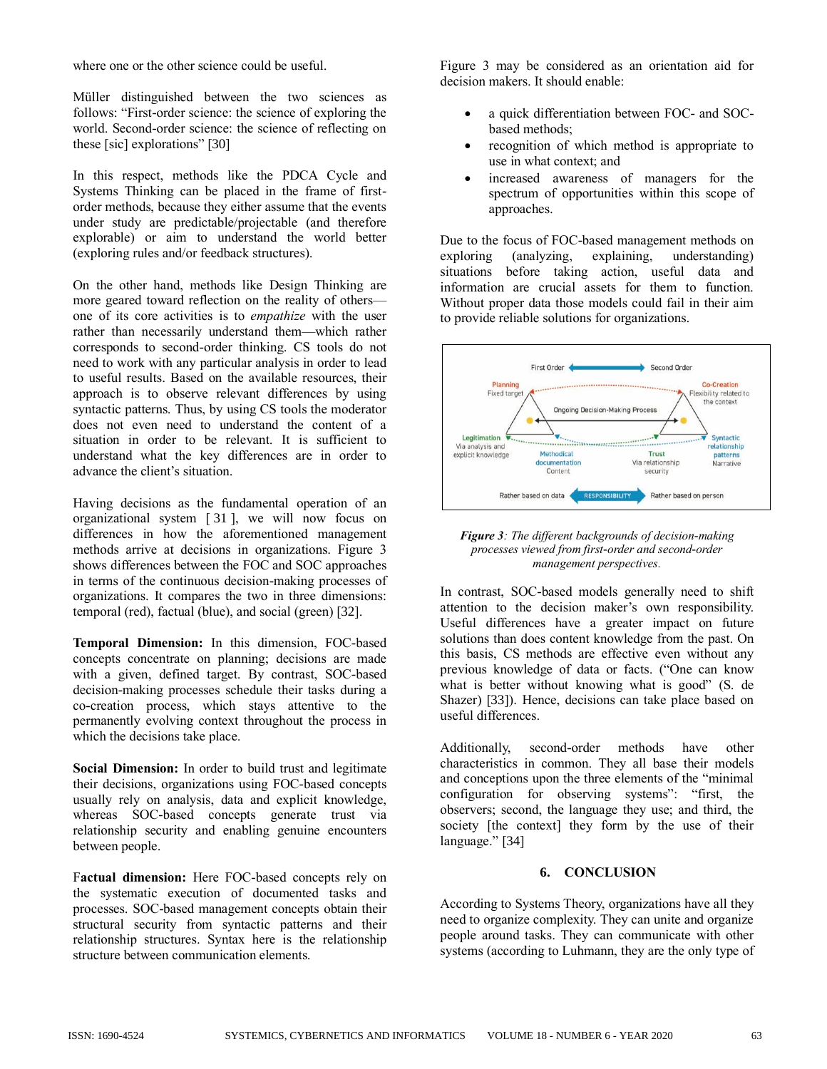where one or the other science could be useful.

Müller distinguished between the two sciences as follows: "First-order science: the science of exploring the world. Second-order science: the science of reflecting on these [sic] explorations" [30]

In this respect, methods like the PDCA Cycle and Systems Thinking can be placed in the frame of first-order methods, because they either assume that the events under study are predictable/projectable (and therefore explorable) or aim to understand the world better (exploring rules and/or feedback structures).

On the other hand, methods like Design Thinking are more geared toward reflection on the reality of others—one of its core activities is to *empathize* with the user rather than necessarily understand them—which rather corresponds to second-order thinking. CS tools do not need to work with any particular analysis in order to lead to useful results. Based on the available resources, their approach is to observe relevant differences by using syntactic patterns. Thus, by using CS tools the moderator does not even need to understand the content of a situation in order to be relevant. It is sufficient to understand what the key differences are in order to advance the client's situation.

Having decisions as the fundamental operation of an organizational system [31], we will now focus on differences in how the aforementioned management methods arrive at decisions in organizations. Figure 3 shows differences between the FOC and SOC approaches in terms of the continuous decision-making processes of organizations. It compares the two in three dimensions: temporal (red), factual (blue), and social (green) [32].

**Temporal Dimension:** In this dimension, FOC-based concepts concentrate on planning; decisions are made with a given, defined target. By contrast, SOC-based decision-making processes schedule their tasks during a co-creation process, which stays attentive to the permanently evolving context throughout the process in which the decisions take place.

**Social Dimension:** In order to build trust and legitimate their decisions, organizations using FOC-based concepts usually rely on analysis, data and explicit knowledge, whereas SOC-based concepts generate trust via relationship security and enabling genuine encounters between people.

**Factual dimension:** Here FOC-based concepts rely on the systematic execution of documented tasks and processes. SOC-based management concepts obtain their structural security from syntactic patterns and their relationship structures. Syntax here is the relationship structure between communication elements.

Figure 3 may be considered as an orientation aid for decision makers. It should enable:

- a quick differentiation between FOC- and SOC-based methods;
- recognition of which method is appropriate to use in what context; and
- increased awareness of managers for the spectrum of opportunities within this scope of approaches.

Due to the focus of FOC-based management methods on exploring (analyzing, explaining, understanding) situations before taking action, useful data and information are crucial assets for them to function. Without proper data those models could fail in their aim to provide reliable solutions for organizations.

First Order ⟷ Second Order

Planning — Fixed target | Co-Creation — Flexibility related to the context

Ongoing Decision-Making Process

Legitimation — Via analysis and explicit knowledge | Methodical documentation — Content | Trust — Via relationship security | Syntactic relationship patterns — Narrative

Rather based on data ⟷ RESPONSIBILITY ⟷ Rather based on person

***Figure 3**: The different backgrounds of decision-making processes viewed from first-order and second-order management perspectives.*

In contrast, SOC-based models generally need to shift attention to the decision maker's own responsibility. Useful differences have a greater impact on future solutions than does content knowledge from the past. On this basis, CS methods are effective even without any previous knowledge of data or facts. ("One can know what is better without knowing what is good" (S. de Shazer) [33]). Hence, decisions can take place based on useful differences.

Additionally, second-order methods have other characteristics in common. They all base their models and conceptions upon the three elements of the "minimal configuration for observing systems": "first, the observers; second, the language they use; and third, the society [the context] they form by the use of their language." [34]

## 6. CONCLUSION

According to Systems Theory, organizations have all they need to organize complexity. They can unite and organize people around tasks. They can communicate with other systems (according to Luhmann, they are the only type of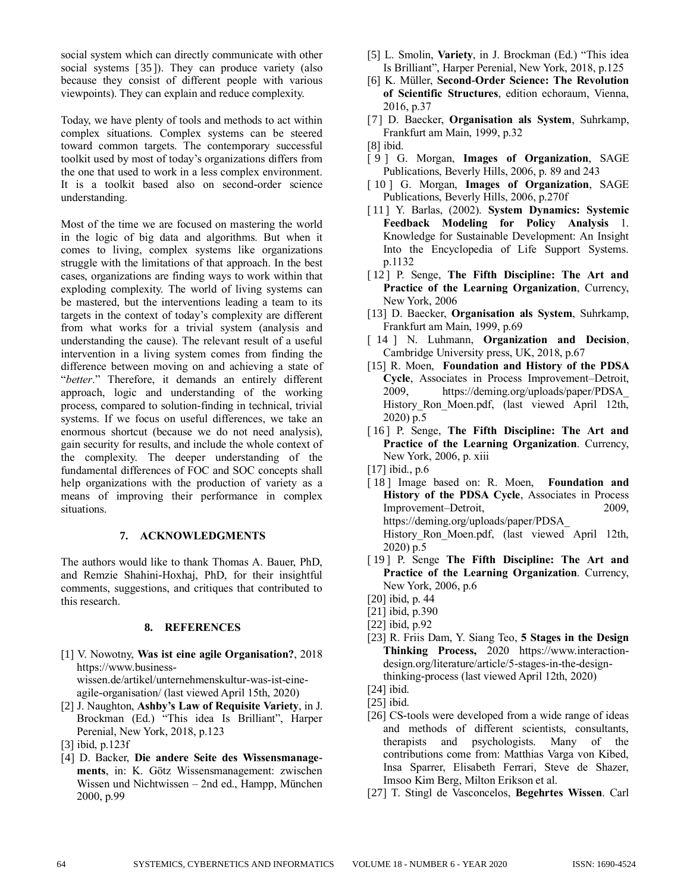social system which can directly communicate with other social systems [35]). They can produce variety (also because they consist of different people with various viewpoints). They can explain and reduce complexity.

Today, we have plenty of tools and methods to act within complex situations. Complex systems can be steered toward common targets. The contemporary successful toolkit used by most of today's organizations differs from the one that used to work in a less complex environment. It is a toolkit based also on second-order science understanding.

Most of the time we are focused on mastering the world in the logic of big data and algorithms. But when it comes to living, complex systems like organizations struggle with the limitations of that approach. In the best cases, organizations are finding ways to work within that exploding complexity. The world of living systems can be mastered, but the interventions leading a team to its targets in the context of today's complexity are different from what works for a trivial system (analysis and understanding the cause). The relevant result of a useful intervention in a living system comes from finding the difference between moving on and achieving a state of "*better*." Therefore, it demands an entirely different approach, logic and understanding of the working process, compared to solution-finding in technical, trivial systems. If we focus on useful differences, we take an enormous shortcut (because we do not need analysis), gain security for results, and include the whole context of the complexity. The deeper understanding of the fundamental differences of FOC and SOC concepts shall help organizations with the production of variety as a means of improving their performance in complex situations.

## 7. ACKNOWLEDGMENTS

The authors would like to thank Thomas A. Bauer, PhD, and Remzie Shahini-Hoxhaj, PhD, for their insightful comments, suggestions, and critiques that contributed to this research.

## 8. REFERENCES

[1] V. Nowotny, **Was ist eine agile Organisation?**, 2018 https://www.business-wissen.de/artikel/unternehmenskultur-was-ist-eine-agile-organisation/ (last viewed April 15th, 2020)

[2] J. Naughton, **Ashby's Law of Requisite Variety**, in J. Brockman (Ed.) "This idea Is Brilliant", Harper Perenial, New York, 2018, p.123

[3] ibid, p.123f

[4] D. Backer, **Die andere Seite des Wissensmanagements**, in: K. Götz Wissensmanagement: zwischen Wissen und Nichtwissen – 2nd ed., Hampp, München 2000, p.99

[5] L. Smolin, **Variety**, in J. Brockman (Ed.) "This idea Is Brilliant", Harper Perenial, New York, 2018, p.125

[6] K. Müller, **Second-Order Science: The Revolution of Scientific Structures**, edition echoraum, Vienna, 2016, p.37

[7] D. Baecker, **Organisation als System**, Suhrkamp, Frankfurt am Main, 1999, p.32

[8] ibid.

[9] G. Morgan, **Images of Organization**, SAGE Publications, Beverly Hills, 2006, p. 89 and 243

[10] G. Morgan, **Images of Organization**, SAGE Publications, Beverly Hills, 2006, p.270f

[11] Y. Barlas, (2002). **System Dynamics: Systemic Feedback Modeling for Policy Analysis** 1. Knowledge for Sustainable Development: An Insight Into the Encyclopedia of Life Support Systems. p.1132

[12] P. Senge, **The Fifth Discipline: The Art and Practice of the Learning Organization**, Currency, New York, 2006

[13] D. Baecker, **Organisation als System**, Suhrkamp, Frankfurt am Main, 1999, p.69

[14] N. Luhmann, **Organization and Decision**, Cambridge University press, UK, 2018, p.67

[15] R. Moen, **Foundation and History of the PDSA Cycle**, Associates in Process Improvement–Detroit, 2009, https://deming.org/uploads/paper/PDSA_History_Ron_Moen.pdf, (last viewed April 12th, 2020) p.5

[16] P. Senge, **The Fifth Discipline: The Art and Practice of the Learning Organization**. Currency, New York, 2006, p. xiii

[17] ibid., p.6

[18] Image based on: R. Moen, **Foundation and History of the PDSA Cycle**, Associates in Process Improvement–Detroit, 2009, https://deming.org/uploads/paper/PDSA_History_Ron_Moen.pdf, (last viewed April 12th, 2020) p.5

[19] P. Senge **The Fifth Discipline: The Art and Practice of the Learning Organization**. Currency, New York, 2006, p.6

[20] ibid, p. 44

[21] ibid, p.390

[22] ibid, p.92

[23] R. Friis Dam, Y. Siang Teo, **5 Stages in the Design Thinking Process,** 2020 https://www.interaction-design.org/literature/article/5-stages-in-the-design-thinking-process (last viewed April 12th, 2020)

[24] ibid.

[25] ibid.

[26] CS-tools were developed from a wide range of ideas and methods of different scientists, consultants, therapists and psychologists. Many of the contributions come from: Matthias Varga von Kibed, Insa Sparrer, Elisabeth Ferrari, Steve de Shazer, Imsoo Kim Berg, Milton Erikson et al.

[27] T. Stingl de Vasconcelos, **Begehrtes Wissen**. Carl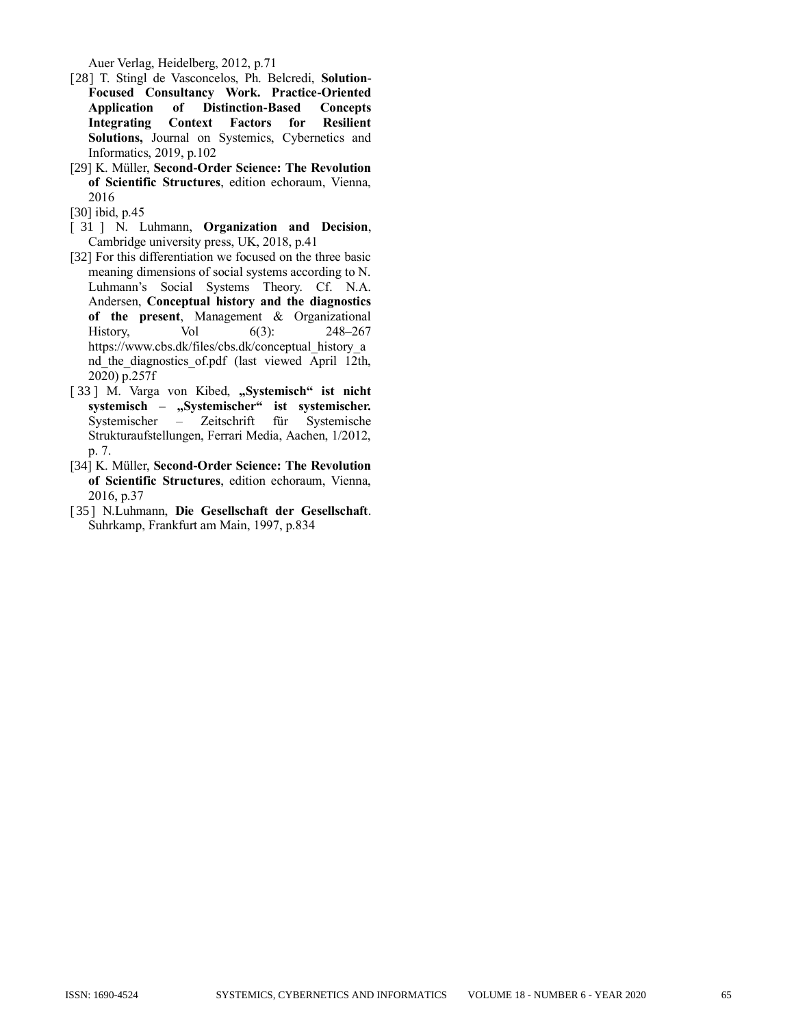Auer Verlag, Heidelberg, 2012, p.71

[28] T. Stingl de Vasconcelos, Ph. Belcredi, **Solution-Focused Consultancy Work. Practice-Oriented Application of Distinction-Based Concepts Integrating Context Factors for Resilient Solutions,** Journal on Systemics, Cybernetics and Informatics, 2019, p.102

[29] K. Müller, **Second-Order Science: The Revolution of Scientific Structures**, edition echoraum, Vienna, 2016

[30] ibid, p.45

[31] N. Luhmann, **Organization and Decision**, Cambridge university press, UK, 2018, p.41

[32] For this differentiation we focused on the three basic meaning dimensions of social systems according to N. Luhmann's Social Systems Theory. Cf. N.A. Andersen, **Conceptual history and the diagnostics of the present**, Management & Organizational History, Vol 6(3): 248–267 https://www.cbs.dk/files/cbs.dk/conceptual_history_and_the_diagnostics_of.pdf (last viewed April 12th, 2020) p.257f

[33] M. Varga von Kibed, **„Systemisch" ist nicht systemisch – „Systemischer" ist systemischer.** Systemischer – Zeitschrift für Systemische Strukturaufstellungen, Ferrari Media, Aachen, 1/2012, p. 7.

[34] K. Müller, **Second-Order Science: The Revolution of Scientific Structures**, edition echoraum, Vienna, 2016, p.37

[35] N.Luhmann, **Die Gesellschaft der Gesellschaft**. Suhrkamp, Frankfurt am Main, 1997, p.834